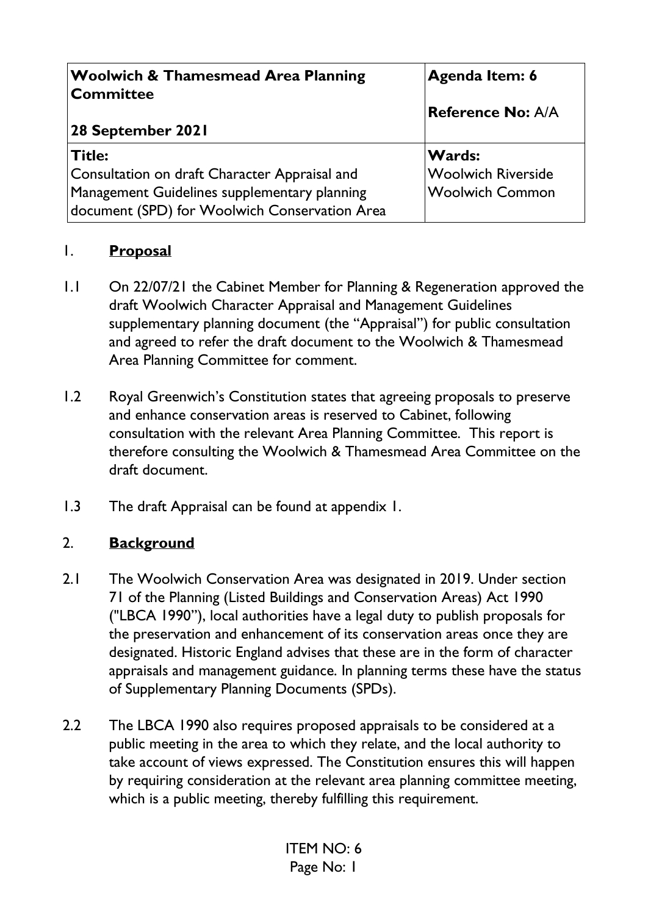| **Woolwich & Thamesmead Area Planning Committee**<br><br>**28 September 2021** | **Agenda Item: 6**<br><br>**Reference No:** A/A |
|---|---|
| **Title:**<br>Consultation on draft Character Appraisal and Management Guidelines supplementary planning document (SPD) for Woolwich Conservation Area | **Wards:**<br>Woolwich Riverside<br>Woolwich Common |

## 1. **Proposal**

1.1 On 22/07/21 the Cabinet Member for Planning & Regeneration approved the draft Woolwich Character Appraisal and Management Guidelines supplementary planning document (the "Appraisal") for public consultation and agreed to refer the draft document to the Woolwich & Thamesmead Area Planning Committee for comment.

1.2 Royal Greenwich's Constitution states that agreeing proposals to preserve and enhance conservation areas is reserved to Cabinet, following consultation with the relevant Area Planning Committee. This report is therefore consulting the Woolwich & Thamesmead Area Committee on the draft document.

1.3 The draft Appraisal can be found at appendix 1.

## 2. **Background**

2.1 The Woolwich Conservation Area was designated in 2019. Under section 71 of the Planning (Listed Buildings and Conservation Areas) Act 1990 ("LBCA 1990"), local authorities have a legal duty to publish proposals for the preservation and enhancement of its conservation areas once they are designated. Historic England advises that these are in the form of character appraisals and management guidance. In planning terms these have the status of Supplementary Planning Documents (SPDs).

2.2 The LBCA 1990 also requires proposed appraisals to be considered at a public meeting in the area to which they relate, and the local authority to take account of views expressed. The Constitution ensures this will happen by requiring consideration at the relevant area planning committee meeting, which is a public meeting, thereby fulfilling this requirement.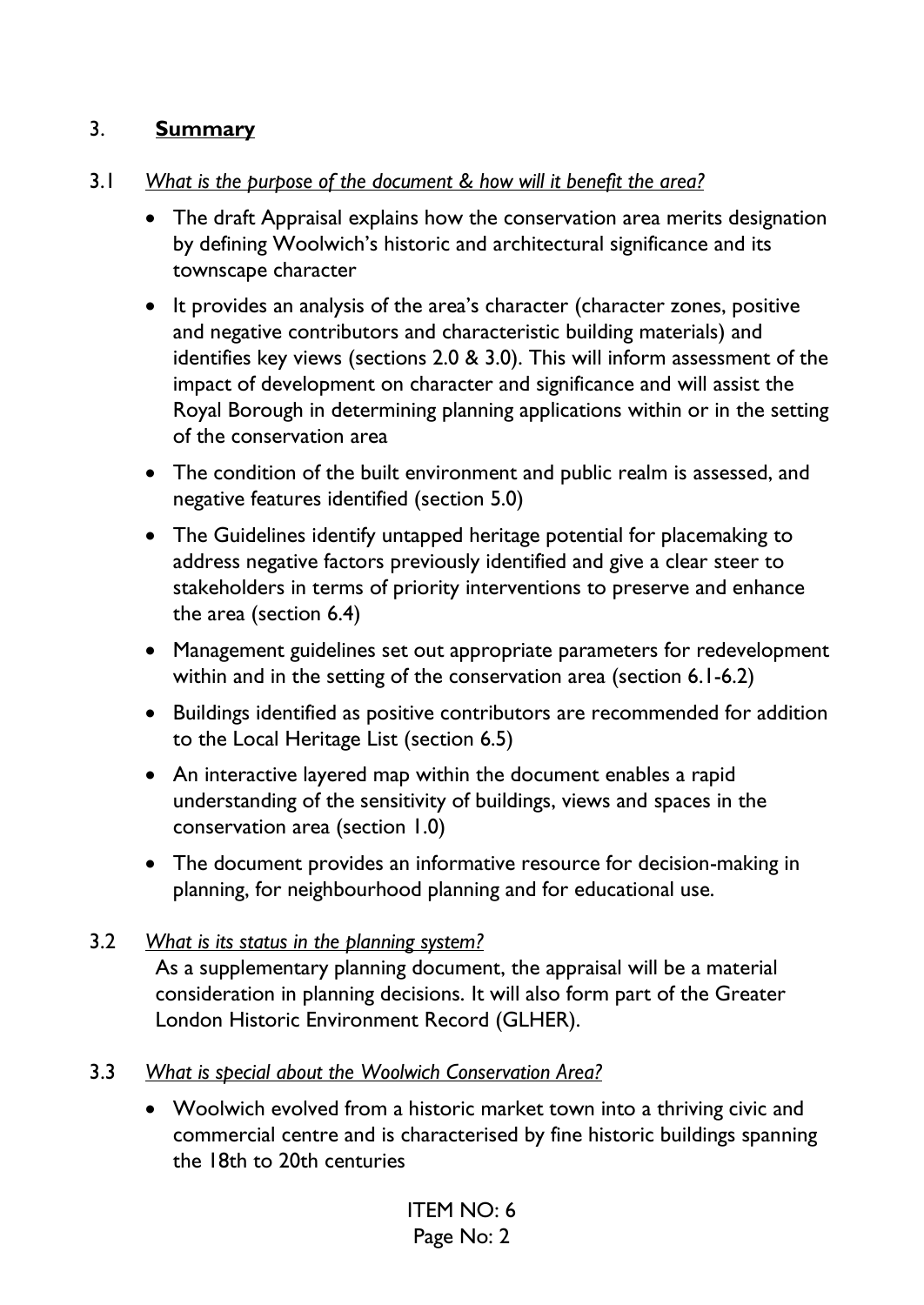## 3. **Summary**

3.1 *What is the purpose of the document & how will it benefit the area?*

- The draft Appraisal explains how the conservation area merits designation by defining Woolwich's historic and architectural significance and its townscape character
- It provides an analysis of the area's character (character zones, positive and negative contributors and characteristic building materials) and identifies key views (sections 2.0 & 3.0). This will inform assessment of the impact of development on character and significance and will assist the Royal Borough in determining planning applications within or in the setting of the conservation area
- The condition of the built environment and public realm is assessed, and negative features identified (section 5.0)
- The Guidelines identify untapped heritage potential for placemaking to address negative factors previously identified and give a clear steer to stakeholders in terms of priority interventions to preserve and enhance the area (section 6.4)
- Management guidelines set out appropriate parameters for redevelopment within and in the setting of the conservation area (section 6.1-6.2)
- Buildings identified as positive contributors are recommended for addition to the Local Heritage List (section 6.5)
- An interactive layered map within the document enables a rapid understanding of the sensitivity of buildings, views and spaces in the conservation area (section 1.0)
- The document provides an informative resource for decision-making in planning, for neighbourhood planning and for educational use.

3.2 *What is its status in the planning system?*

As a supplementary planning document, the appraisal will be a material consideration in planning decisions. It will also form part of the Greater London Historic Environment Record (GLHER).

3.3 *What is special about the Woolwich Conservation Area?*

- Woolwich evolved from a historic market town into a thriving civic and commercial centre and is characterised by fine historic buildings spanning the 18th to 20th centuries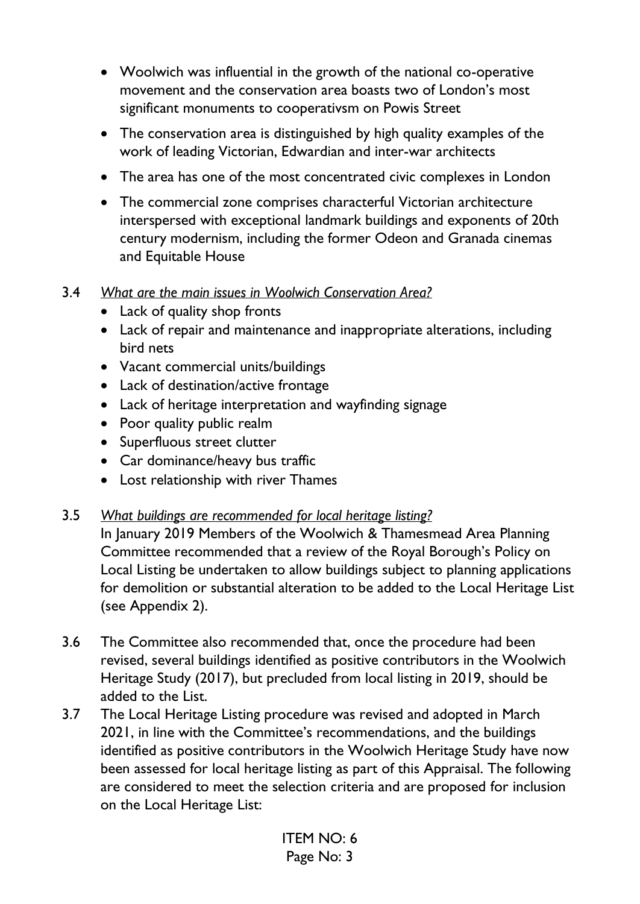- Woolwich was influential in the growth of the national co-operative movement and the conservation area boasts two of London's most significant monuments to cooperativsm on Powis Street
- The conservation area is distinguished by high quality examples of the work of leading Victorian, Edwardian and inter-war architects
- The area has one of the most concentrated civic complexes in London
- The commercial zone comprises characterful Victorian architecture interspersed with exceptional landmark buildings and exponents of 20th century modernism, including the former Odeon and Granada cinemas and Equitable House

3.4 *What are the main issues in Woolwich Conservation Area?*

- Lack of quality shop fronts
- Lack of repair and maintenance and inappropriate alterations, including bird nets
- Vacant commercial units/buildings
- Lack of destination/active frontage
- Lack of heritage interpretation and wayfinding signage
- Poor quality public realm
- Superfluous street clutter
- Car dominance/heavy bus traffic
- Lost relationship with river Thames

3.5 *What buildings are recommended for local heritage listing?*
In January 2019 Members of the Woolwich & Thamesmead Area Planning Committee recommended that a review of the Royal Borough's Policy on Local Listing be undertaken to allow buildings subject to planning applications for demolition or substantial alteration to be added to the Local Heritage List (see Appendix 2).

3.6 The Committee also recommended that, once the procedure had been revised, several buildings identified as positive contributors in the Woolwich Heritage Study (2017), but precluded from local listing in 2019, should be added to the List.

3.7 The Local Heritage Listing procedure was revised and adopted in March 2021, in line with the Committee's recommendations, and the buildings identified as positive contributors in the Woolwich Heritage Study have now been assessed for local heritage listing as part of this Appraisal. The following are considered to meet the selection criteria and are proposed for inclusion on the Local Heritage List: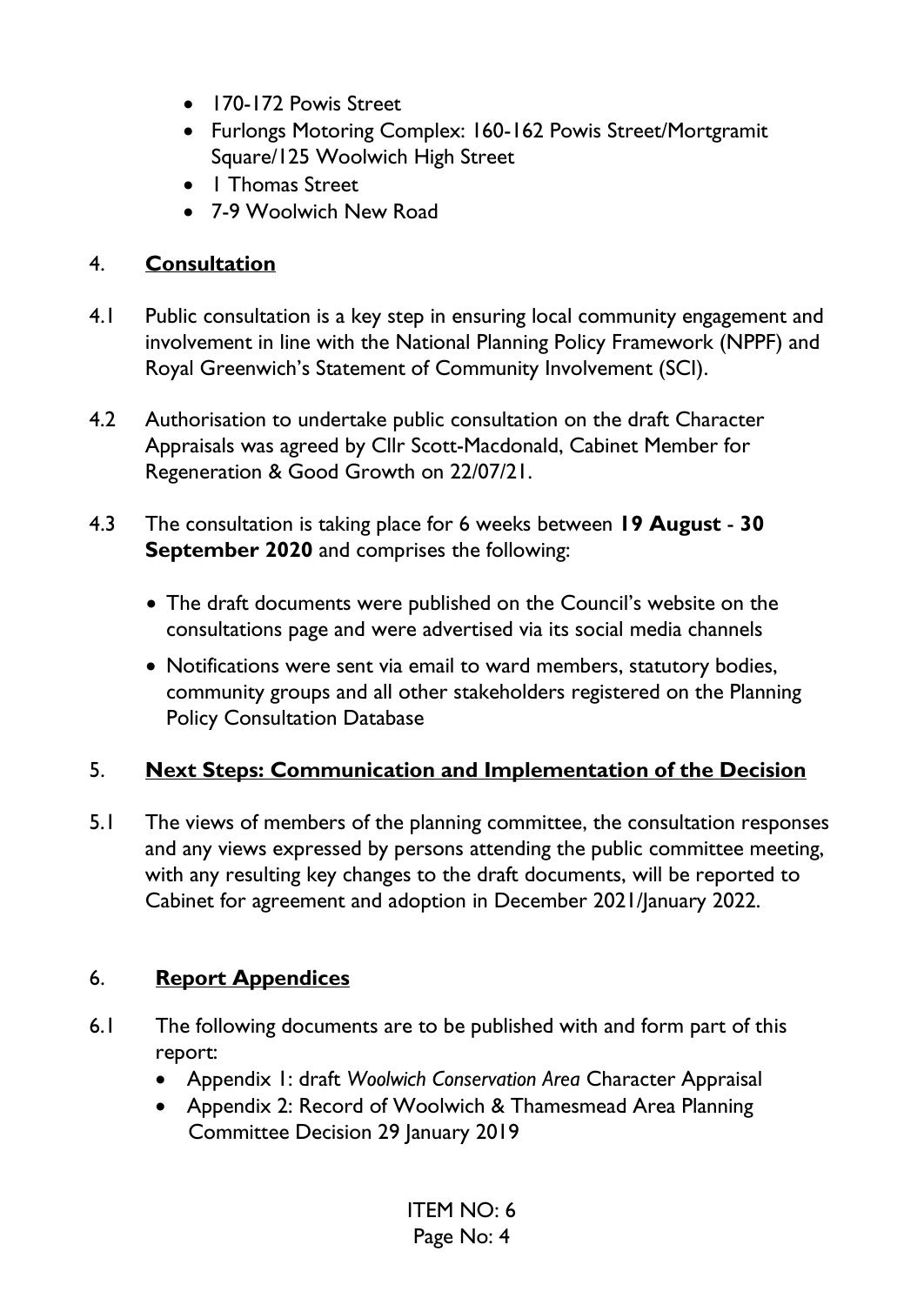- 170-172 Powis Street
- Furlongs Motoring Complex: 160-162 Powis Street/Mortgramit Square/125 Woolwich High Street
- 1 Thomas Street
- 7-9 Woolwich New Road

## 4. Consultation

4.1 Public consultation is a key step in ensuring local community engagement and involvement in line with the National Planning Policy Framework (NPPF) and Royal Greenwich's Statement of Community Involvement (SCI).

4.2 Authorisation to undertake public consultation on the draft Character Appraisals was agreed by Cllr Scott-Macdonald, Cabinet Member for Regeneration & Good Growth on 22/07/21.

4.3 The consultation is taking place for 6 weeks between **19 August - 30 September 2020** and comprises the following:

- The draft documents were published on the Council's website on the consultations page and were advertised via its social media channels
- Notifications were sent via email to ward members, statutory bodies, community groups and all other stakeholders registered on the Planning Policy Consultation Database

## 5. Next Steps: Communication and Implementation of the Decision

5.1 The views of members of the planning committee, the consultation responses and any views expressed by persons attending the public committee meeting, with any resulting key changes to the draft documents, will be reported to Cabinet for agreement and adoption in December 2021/January 2022.

## 6. Report Appendices

6.1 The following documents are to be published with and form part of this report:

- Appendix 1: draft *Woolwich Conservation Area* Character Appraisal
- Appendix 2: Record of Woolwich & Thamesmead Area Planning Committee Decision 29 January 2019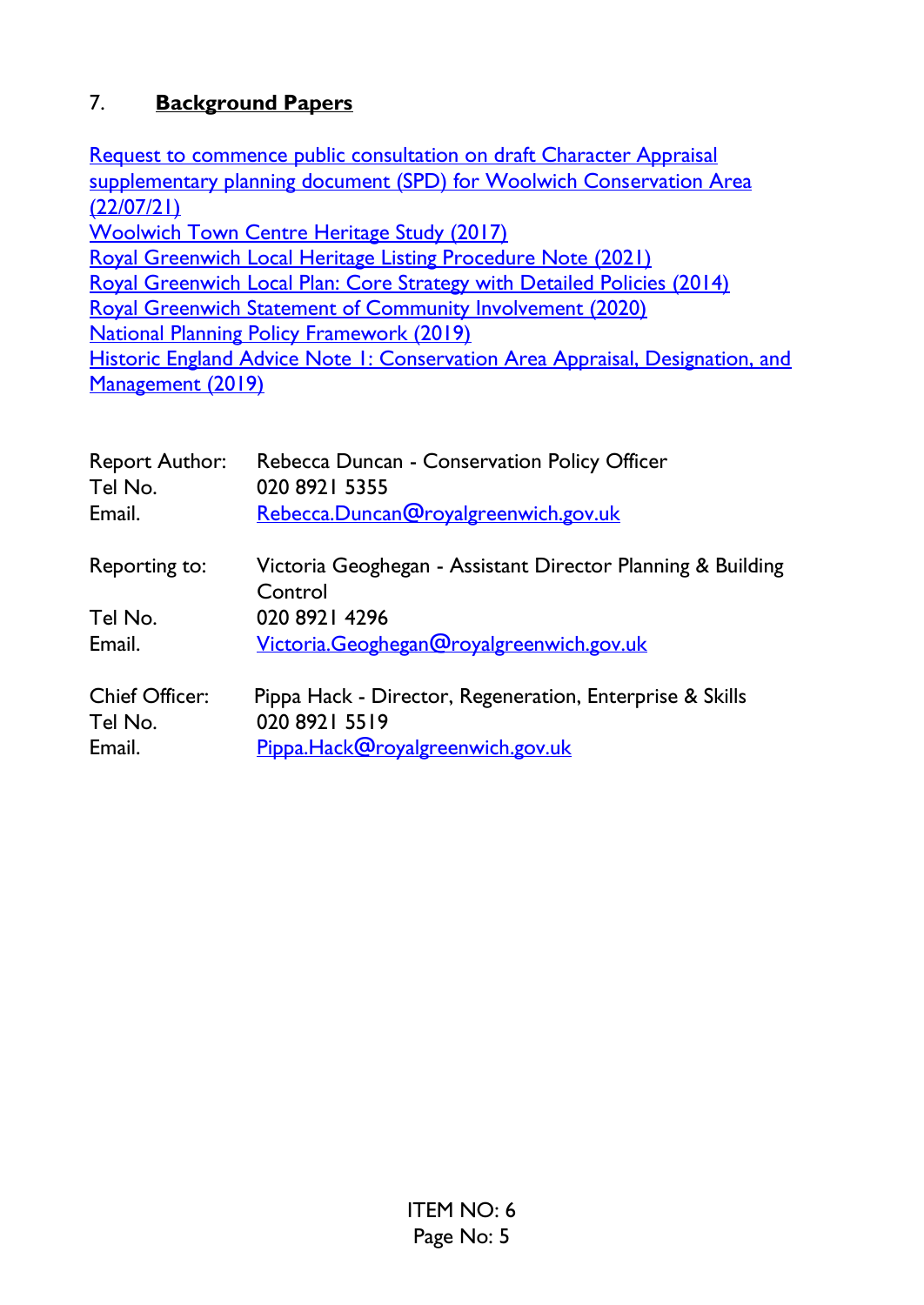## 7. **Background Papers**

Request to commence public consultation on draft Character Appraisal supplementary planning document (SPD) for Woolwich Conservation Area (22/07/21)
Woolwich Town Centre Heritage Study (2017)
Royal Greenwich Local Heritage Listing Procedure Note (2021)
Royal Greenwich Local Plan: Core Strategy with Detailed Policies (2014)
Royal Greenwich Statement of Community Involvement (2020)
National Planning Policy Framework (2019)
Historic England Advice Note 1: Conservation Area Appraisal, Designation, and Management (2019)

| | |
|---|---|
| Report Author: | Rebecca Duncan - Conservation Policy Officer |
| Tel No. | 020 8921 5355 |
| Email. | Rebecca.Duncan@royalgreenwich.gov.uk |
| | |
| Reporting to: | Victoria Geoghegan - Assistant Director Planning & Building Control |
| Tel No. | 020 8921 4296 |
| Email. | Victoria.Geoghegan@royalgreenwich.gov.uk |
| | |
| Chief Officer: | Pippa Hack - Director, Regeneration, Enterprise & Skills |
| Tel No. | 020 8921 5519 |
| Email. | Pippa.Hack@royalgreenwich.gov.uk |

ITEM NO: 6